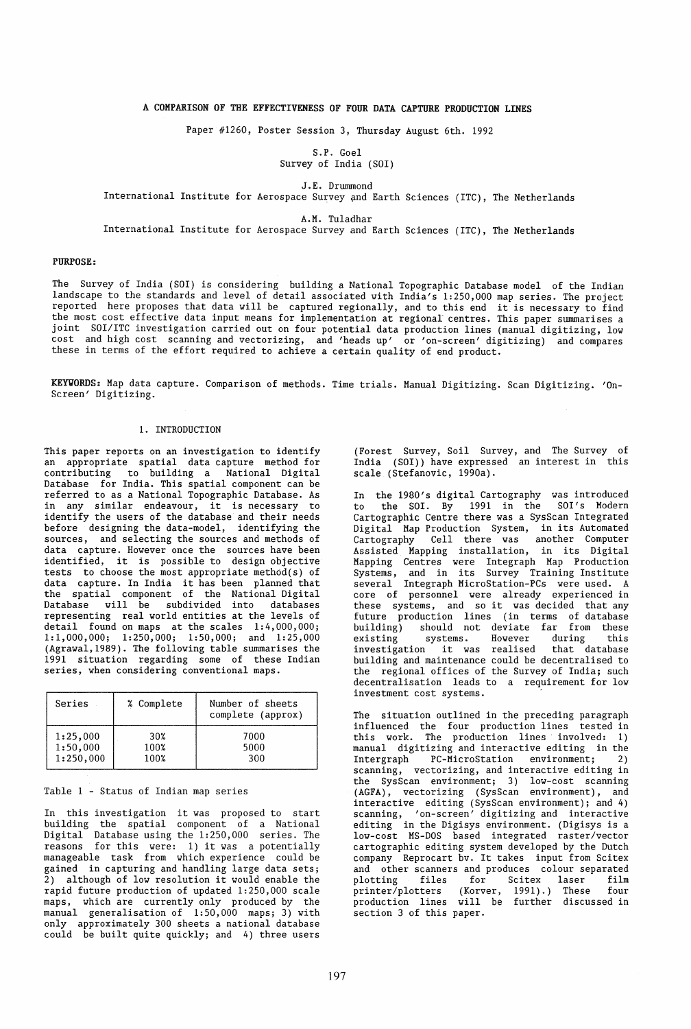# A COMPARISON OF THE EFFECTIVENESS OF FOUR DATA CAPTURE PRODUCTION LINES

Paper #1260, Poster Session 3, Thursday August 6th. 1992

S.P. Goel
Survey of India (SOI)

J.E. Drummond
International Institute for Aerospace Survey and Earth Sciences (ITC), The Netherlands

A.M. Tuladhar
International Institute for Aerospace Survey and Earth Sciences (ITC), The Netherlands

**PURPOSE:**

The Survey of India (SOI) is considering building a National Topographic Database model of the Indian landscape to the standards and level of detail associated with India's 1:250,000 map series. The project reported here proposes that data will be captured regionally, and to this end it is necessary to find the most cost effective data input means for implementation at regional centres. This paper summarises a joint SOI/ITC investigation carried out on four potential data production lines (manual digitizing, low cost and high cost scanning and vectorizing, and 'heads up' or 'on-screen' digitizing) and compares these in terms of the effort required to achieve a certain quality of end product.

**KEYWORDS:** Map data capture. Comparison of methods. Time trials. Manual Digitizing. Scan Digitizing. 'On-Screen' Digitizing.

## 1. INTRODUCTION

This paper reports on an investigation to identify an appropriate spatial data capture method for contributing to building a National Digital Database for India. This spatial component can be referred to as a National Topographic Database. As in any similar endeavour, it is necessary to identify the users of the database and their needs before designing the data-model, identifying the sources, and selecting the sources and methods of data capture. However once the sources have been identified, it is possible to design objective tests to choose the most appropriate method(s) of data capture. In India it has been planned that the spatial component of the National Digital Database will be subdivided into databases representing real world entities at the levels of detail found on maps at the scales 1:4,000,000; 1:1,000,000; 1:250,000; 1:50,000; and 1:25,000 (Agrawal,1989). The following table summarises the 1991 situation regarding some of these Indian series, when considering conventional maps.

| Series | % Complete | Number of sheets complete (approx) |
|---|---|---|
| 1:25,000 | 30% | 7000 |
| 1:50,000 | 100% | 5000 |
| 1:250,000 | 100% | 300 |

Table 1 - Status of Indian map series

In this investigation it was proposed to start building the spatial component of a National Digital Database using the 1:250,000 series. The reasons for this were: 1) it was a potentially manageable task from which experience could be gained in capturing and handling large data sets; 2) although of low resolution it would enable the rapid future production of updated 1:250,000 scale maps, which are currently only produced by the manual generalisation of 1:50,000 maps; 3) with only approximately 300 sheets a national database could be built quite quickly; and 4) three users (Forest Survey, Soil Survey, and The Survey of India (SOI)) have expressed an interest in this scale (Stefanovic, 1990a).

In the 1980's digital Cartography was introduced to the SOI. By 1991 in the SOI's Modern Cartographic Centre there was a SysScan Integrated Digital Map Production System, in its Automated Cartography Cell there was another Computer Assisted Mapping installation, in its Digital Mapping Centres were Integraph Map Production Systems, and in its Survey Training Institute several Integraph MicroStation-PCs were used. A core of personnel were already experienced in these systems, and so it was decided that any future production lines (in terms of database building) should not deviate far from these existing systems. However during this investigation it was realised that database building and maintenance could be decentralised to the regional offices of the Survey of India; such decentralisation leads to a requirement for low investment cost systems.

The situation outlined in the preceding paragraph influenced the four production lines tested in this work. The production lines involved: 1) manual digitizing and interactive editing in the Intergraph PC-MicroStation environment; 2) scanning, vectorizing, and interactive editing in the SysScan environment; 3) low-cost scanning (AGFA), vectorizing (SysScan environment), and interactive editing (SysScan environment); and 4) scanning, 'on-screen' digitizing and interactive editing in the Digisys environment. (Digisys is a low-cost MS-DOS based integrated raster/vector cartographic editing system developed by the Dutch company Reprocart bv. It takes input from Scitex and other scanners and produces colour separated plotting files for Scitex laser film printer/plotters (Korver, 1991).) These four production lines will be further discussed in section 3 of this paper.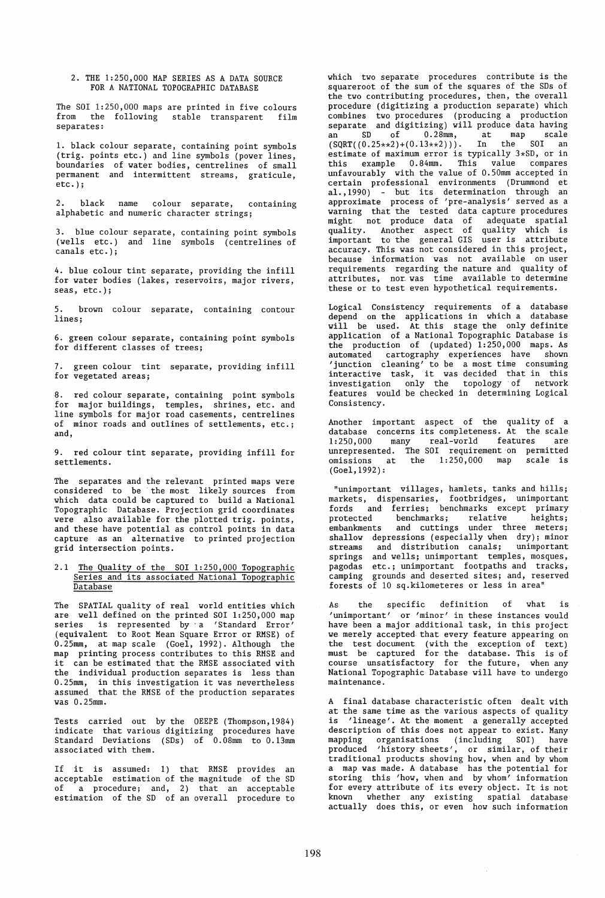## 2. THE 1:250,000 MAP SERIES AS A DATA SOURCE FOR A NATIONAL TOPOGRAPHIC DATABASE

The SOI 1:250,000 maps are printed in five colours from the following stable transparent film separates:

1. black colour separate, containing point symbols (trig. points etc.) and line symbols (power lines, boundaries of water bodies, centrelines of small permanent and intermittent streams, graticule, etc.);

2. black name colour separate, containing alphabetic and numeric character strings;

3. blue colour separate, containing point symbols (wells etc.) and line symbols (centrelines of canals etc.);

4. blue colour tint separate, providing the infill for water bodies (lakes, reservoirs, major rivers, seas, etc.);

5. brown colour separate, containing contour lines;

6. green colour separate, containing point symbols for different classes of trees;

7. green colour tint separate, providing infill for vegetated areas;

8. red colour separate, containing point symbols for major buildings, temples, shrines, etc. and line symbols for major road casements, centrelines of minor roads and outlines of settlements, etc.; and,

9. red colour tint separate, providing infill for settlements.

The separates and the relevant printed maps were considered to be the most likely sources from which data could be captured to build a National Topographic Database. Projection grid coordinates were also available for the plotted trig. points, and these have potential as control points in data capture as an alternative to printed projection grid intersection points.

### 2.1 The Quality of the SOI 1:250,000 Topographic Series and its associated National Topographic Database

The SPATIAL quality of real world entities which are well defined on the printed SOI 1:250,000 map series is represented by a 'Standard Error' (equivalent to Root Mean Square Error or RMSE) of 0.25mm, at map scale (Goel, 1992). Although the map printing process contributes to this RMSE and it can be estimated that the RMSE associated with the individual production separates is less than 0.25mm, in this investigation it was nevertheless assumed that the RMSE of the production separates was 0.25mm.

Tests carried out by the OEEPE (Thompson,1984) indicate that various digitizing procedures have Standard Deviations (SDs) of 0.08mm to 0.13mm associated with them.

If it is assumed: 1) that RMSE provides an acceptable estimation of the magnitude of the SD of a procedure; and, 2) that an acceptable estimation of the SD of an overall procedure to which two separate procedures contribute is the squareroot of the sum of the squares of the SDs of the two contributing procedures, then, the overall procedure (digitizing a production separate) which combines two procedures (producing a production separate and digitizing) will produce data having an SD of 0.28mm, at map scale (SQRT((0.25**2)+(0.13**2))). In the SOI an estimate of maximum error is typically 3*SD, or in this example 0.84mm. This value compares unfavourably with the value of 0.50mm accepted in certain professional environments (Drummond et al.,1990) - but its determination through an approximate process of 'pre-analysis' served as a warning that the tested data capture procedures might not produce data of adequate spatial quality. Another aspect of quality which is important to the general GIS user is attribute accuracy. This was not considered in this project, because information was not available on user requirements regarding the nature and quality of attributes, nor was time available to determine these or to test even hypothetical requirements.

Logical Consistency requirements of a database depend on the applications in which a database will be used. At this stage the only definite application of a National Topographic Database is the production of (updated) 1:250,000 maps. As automated cartography experiences have shown 'junction cleaning' to be a most time consuming interactive task, it was decided that in this investigation only the topology of network features would be checked in determining Logical Consistency.

Another important aspect of the quality of a database concerns its completeness. At the scale 1:250,000 many real-world features are unrepresented. The SOI requirement on permitted omissions at the 1:250,000 map scale is (Goel,1992):

"unimportant villages, hamlets, tanks and hills; markets, dispensaries, footbridges, unimportant fords and ferries; benchmarks except primary protected benchmarks; relative heights; embankments and cuttings under three meters; shallow depressions (especially when dry); minor streams and distribution canals; unimportant springs and wells; unimportant temples, mosques, pagodas etc.; unimportant footpaths and tracks, camping grounds and deserted sites; and, reserved forests of 10 sq.kilometeres or less in area"

As the specific definition of what is 'unimportant' or 'minor' in these instances would have been a major additional task, in this project we merely accepted that every feature appearing on the test document (with the exception of text) must be captured for the database. This is of course unsatisfactory for the future, when any National Topographic Database will have to undergo maintenance.

A final database characteristic often dealt with at the same time as the various aspects of quality is 'lineage'. At the moment a generally accepted description of this does not appear to exist. Many mapping organisations (including SOI) have produced 'history sheets', or similar, of their traditional products showing how, when and by whom a map was made. A database has the potential for storing this 'how, when and by whom' information for every attribute of its every object. It is not known whether any existing spatial database actually does this, or even how such information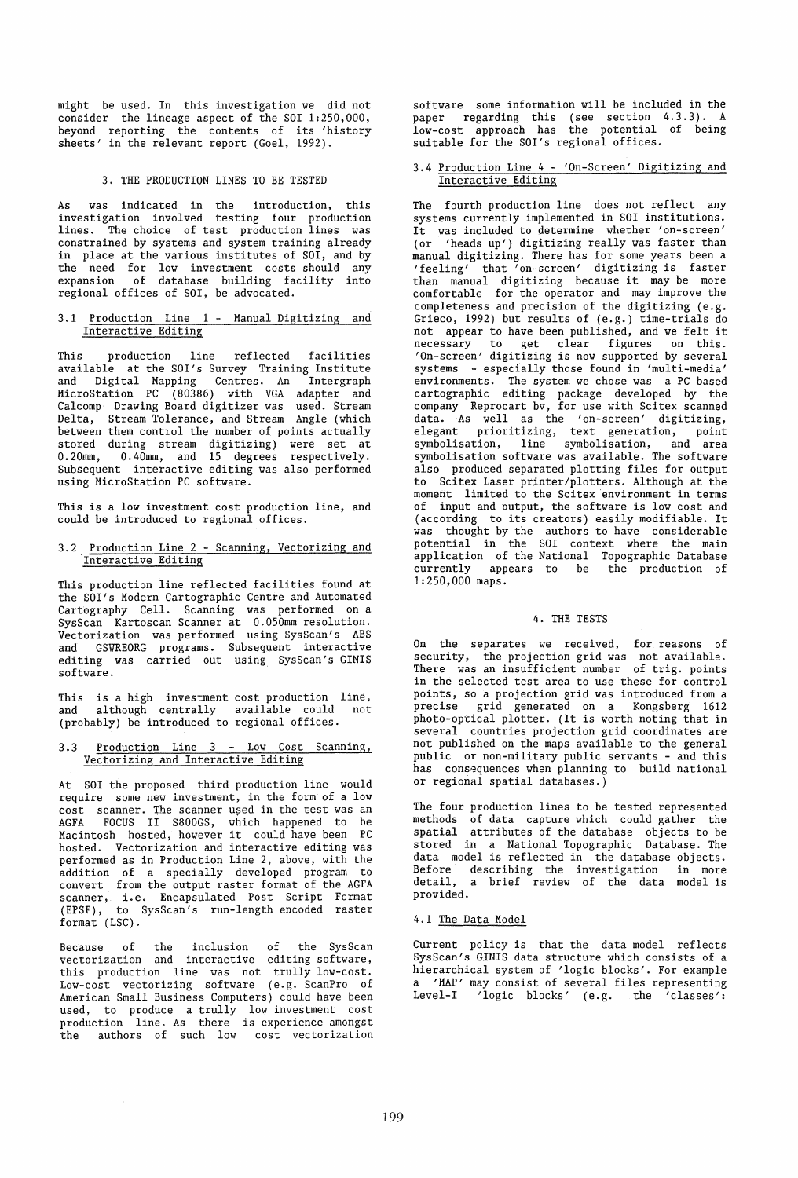might be used. In this investigation we did not consider the lineage aspect of the SOI 1:250,000, beyond reporting the contents of its 'history sheets' in the relevant report (Goel, 1992).

## 3. THE PRODUCTION LINES TO BE TESTED

As was indicated in the introduction, this investigation involved testing four production lines. The choice of test production lines was constrained by systems and system training already in place at the various institutes of SOI, and by the need for low investment costs should any expansion of database building facility into regional offices of SOI, be advocated.

### 3.1 Production Line 1 - Manual Digitizing and Interactive Editing

This production line reflected facilities available at the SOI's Survey Training Institute and Digital Mapping Centres. An Intergraph MicroStation PC (80386) with VGA adapter and Calcomp Drawing Board digitizer was used. Stream Delta, Stream Tolerance, and Stream Angle (which between them control the number of points actually stored during stream digitizing) were set at 0.20mm, 0.40mm, and 15 degrees respectively. Subsequent interactive editing was also performed using MicroStation PC software.

This is a low investment cost production line, and could be introduced to regional offices.

### 3.2 Production Line 2 - Scanning, Vectorizing and Interactive Editing

This production line reflected facilities found at the SOI's Modern Cartographic Centre and Automated Cartography Cell. Scanning was performed on a SysScan Kartoscan Scanner at 0.050mm resolution. Vectorization was performed using SysScan's ABS and GSVREORG programs. Subsequent interactive editing was carried out using SysScan's GINIS software.

This is a high investment cost production line, and although centrally available could not (probably) be introduced to regional offices.

### 3.3 Production Line 3 - Low Cost Scanning, Vectorizing and Interactive Editing

At SOI the proposed third production line would require some new investment, in the form of a low cost scanner. The scanner used in the test was an AGFA FOCUS II S800GS, which happened to be Macintosh hosted, however it could have been PC hosted. Vectorization and interactive editing was performed as in Production Line 2, above, with the addition of a specially developed program to convert from the output raster format of the AGFA scanner, i.e. Encapsulated Post Script Format (EPSF), to SysScan's run-length encoded raster format (LSC).

Because of the inclusion of the SysScan vectorization and interactive editing software, this production line was not trully low-cost. Low-cost vectorizing software (e.g. ScanPro of American Small Business Computers) could have been used, to produce a trully low investment cost production line. As there is experience amongst the authors of such low cost vectorization software some information will be included in the paper regarding this (see section 4.3.3). A low-cost approach has the potential of being suitable for the SOI's regional offices.

### 3.4 Production Line 4 - 'On-Screen' Digitizing and Interactive Editing

The fourth production line does not reflect any systems currently implemented in SOI institutions. It was included to determine whether 'on-screen' (or 'heads up') digitizing really was faster than manual digitizing. There has for some years been a 'feeling' that 'on-screen' digitizing is faster than manual digitizing because it may be more comfortable for the operator and may improve the completeness and precision of the digitizing (e.g. Grieco, 1992) but results of (e.g.) time-trials do not appear to have been published, and we felt it necessary to get clear figures on this. 'On-screen' digitizing is now supported by several systems - especially those found in 'multi-media' environments. The system we chose was a PC based cartographic editing package developed by the company Reprocart bv, for use with Scitex scanned data. As well as the 'on-screen' digitizing, elegant prioritizing, text generation, point symbolisation, line symbolisation, and area symbolisation software was available. The software also produced separated plotting files for output to Scitex Laser printer/plotters. Although at the moment limited to the Scitex environment in terms of input and output, the software is low cost and (according to its creators) easily modifiable. It was thought by the authors to have considerable potential in the SOI context where the main application of the National Topographic Database currently appears to be the production of 1:250,000 maps.

## 4. THE TESTS

On the separates we received, for reasons of security, the projection grid was not available. There was an insufficient number of trig. points in the selected test area to use these for control points, so a projection grid was introduced from a precise grid generated on a Kongsberg 1612 photo-optical plotter. (It is worth noting that in several countries projection grid coordinates are not published on the maps available to the general public or non-military public servants - and this has consequences when planning to build national or regional spatial databases.)

The four production lines to be tested represented methods of data capture which could gather the spatial attributes of the database objects to be stored in a National Topographic Database. The data model is reflected in the database objects. Before describing the investigation in more detail, a brief review of the data model is provided.

### 4.1 The Data Model

Current policy is that the data model reflects SysScan's GINIS data structure which consists of a hierarchical system of 'logic blocks'. For example a 'MAP' may consist of several files representing Level-I 'logic blocks' (e.g. the 'classes':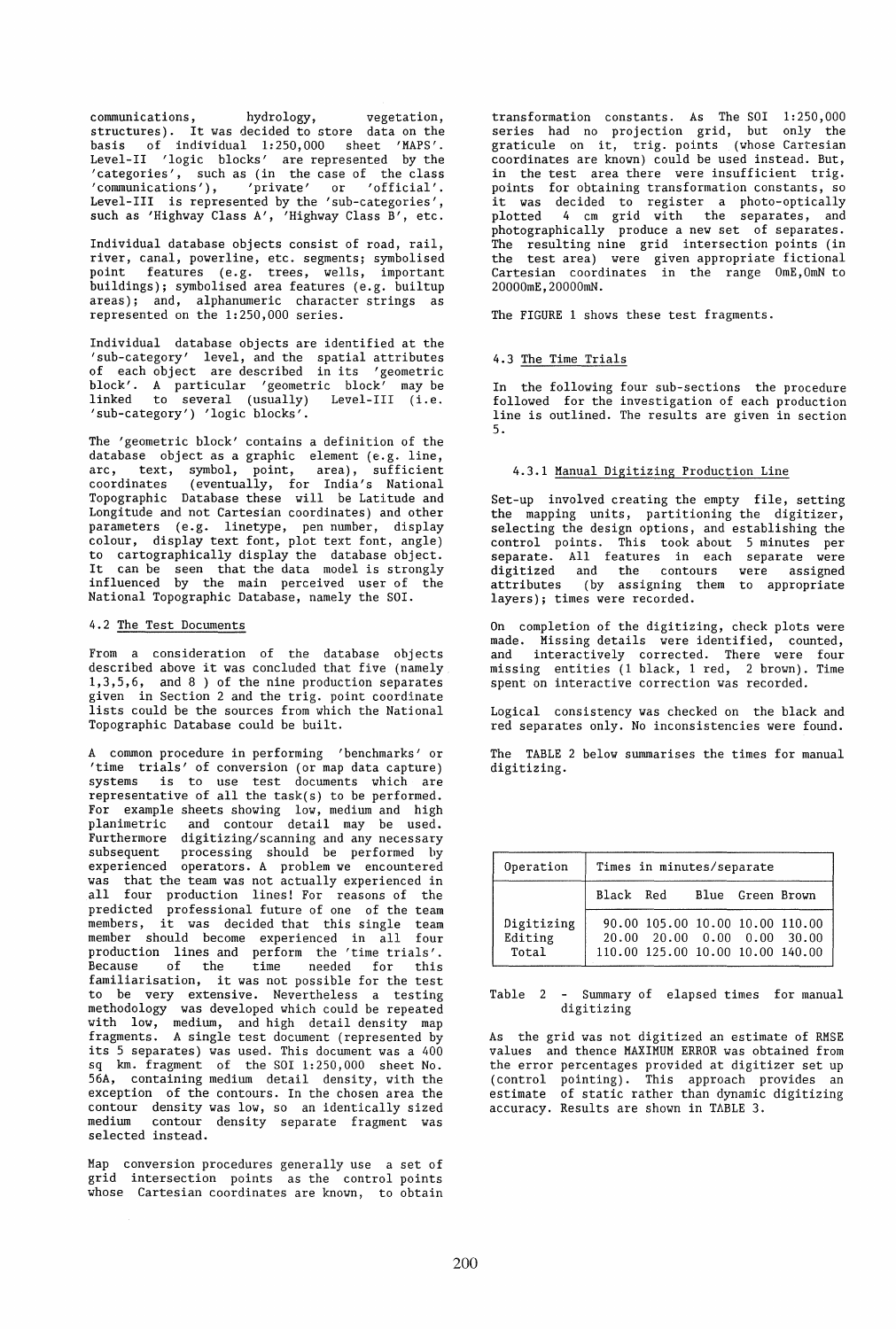communications, hydrology, vegetation, structures). It was decided to store data on the basis of individual 1:250,000 sheet 'MAPS'. Level-II 'logic blocks' are represented by the 'categories', such as (in the case of the class 'communications'), 'private' or 'official'. Level-III is represented by the 'sub-categories', such as 'Highway Class A', 'Highway Class B', etc.

Individual database objects consist of road, rail, river, canal, powerline, etc. segments; symbolised point features (e.g. trees, wells, important buildings); symbolised area features (e.g. builtup areas); and, alphanumeric character strings as represented on the 1:250,000 series.

Individual database objects are identified at the 'sub-category' level, and the spatial attributes of each object are described in its 'geometric block'. A particular 'geometric block' may be linked to several (usually) Level-III (i.e. 'sub-category') 'logic blocks'.

The 'geometric block' contains a definition of the database object as a graphic element (e.g. line, arc, text, symbol, point, area), sufficient coordinates (eventually, for India's National Topographic Database these will be Latitude and Longitude and not Cartesian coordinates) and other parameters (e.g. linetype, pen number, display colour, display text font, plot text font, angle) to cartographically display the database object. It can be seen that the data model is strongly influenced by the main perceived user of the National Topographic Database, namely the SOI.

### 4.2 The Test Documents

From a consideration of the database objects described above it was concluded that five (namely 1,3,5,6, and 8 ) of the nine production separates given in Section 2 and the trig. point coordinate lists could be the sources from which the National Topographic Database could be built.

A common procedure in performing 'benchmarks' or 'time trials' of conversion (or map data capture) systems is to use test documents which are representative of all the task(s) to be performed. For example sheets showing low, medium and high planimetric and contour detail may be used. Furthermore digitizing/scanning and any necessary subsequent processing should be performed by experienced operators. A problem we encountered was that the team was not actually experienced in all four production lines! For reasons of the predicted professional future of one of the team members, it was decided that this single team member should become experienced in all four production lines and perform the 'time trials'. Because of the time needed for this familiarisation, it was not possible for the test to be very extensive. Nevertheless a testing methodology was developed which could be repeated with low, medium, and high detail density map fragments. A single test document (represented by its 5 separates) was used. This document was a 400 sq km. fragment of the SOI 1:250,000 sheet No. 56A, containing medium detail density, with the exception of the contours. In the chosen area the contour density was low, so an identically sized medium contour density separate fragment was selected instead.

Map conversion procedures generally use a set of grid intersection points as the control points whose Cartesian coordinates are known, to obtain transformation constants. As The SOI 1:250,000 series had no projection grid, but only the graticule on it, trig. points (whose Cartesian coordinates are known) could be used instead. But, in the test area there were insufficient trig. points for obtaining transformation constants, so it was decided to register a photo-optically plotted 4 cm grid with the separates, and photographically produce a new set of separates. The resulting nine grid intersection points (in the test area) were given appropriate fictional Cartesian coordinates in the range 0mE,0mN to 20000mE,20000mN.

The FIGURE 1 shows these test fragments.

### 4.3 The Time Trials

In the following four sub-sections the procedure followed for the investigation of each production line is outlined. The results are given in section 5.

#### 4.3.1 Manual Digitizing Production Line

Set-up involved creating the empty file, setting the mapping units, partitioning the digitizer, selecting the design options, and establishing the control points. This took about 5 minutes per separate. All features in each separate were digitized and the contours were assigned attributes (by assigning them to appropriate layers); times were recorded.

On completion of the digitizing, check plots were made. Missing details were identified, counted, and interactively corrected. There were four missing entities (1 black, 1 red, 2 brown). Time spent on interactive correction was recorded.

Logical consistency was checked on the black and red separates only. No inconsistencies were found.

The TABLE 2 below summarises the times for manual digitizing.

| Operation | Times in minutes/separate | | | | |
|---|---|---|---|---|---|
| | Black | Red | Blue | Green | Brown |
| Digitizing | 90.00 | 105.00 | 10.00 | 10.00 | 110.00 |
| Editing | 20.00 | 20.00 | 0.00 | 0.00 | 30.00 |
| Total | 110.00 | 125.00 | 10.00 | 10.00 | 140.00 |

Table 2 - Summary of elapsed times for manual digitizing

As the grid was not digitized an estimate of RMSE values and thence MAXIMUM ERROR was obtained from the error percentages provided at digitizer set up (control pointing). This approach provides an estimate of static rather than dynamic digitizing accuracy. Results are shown in TABLE 3.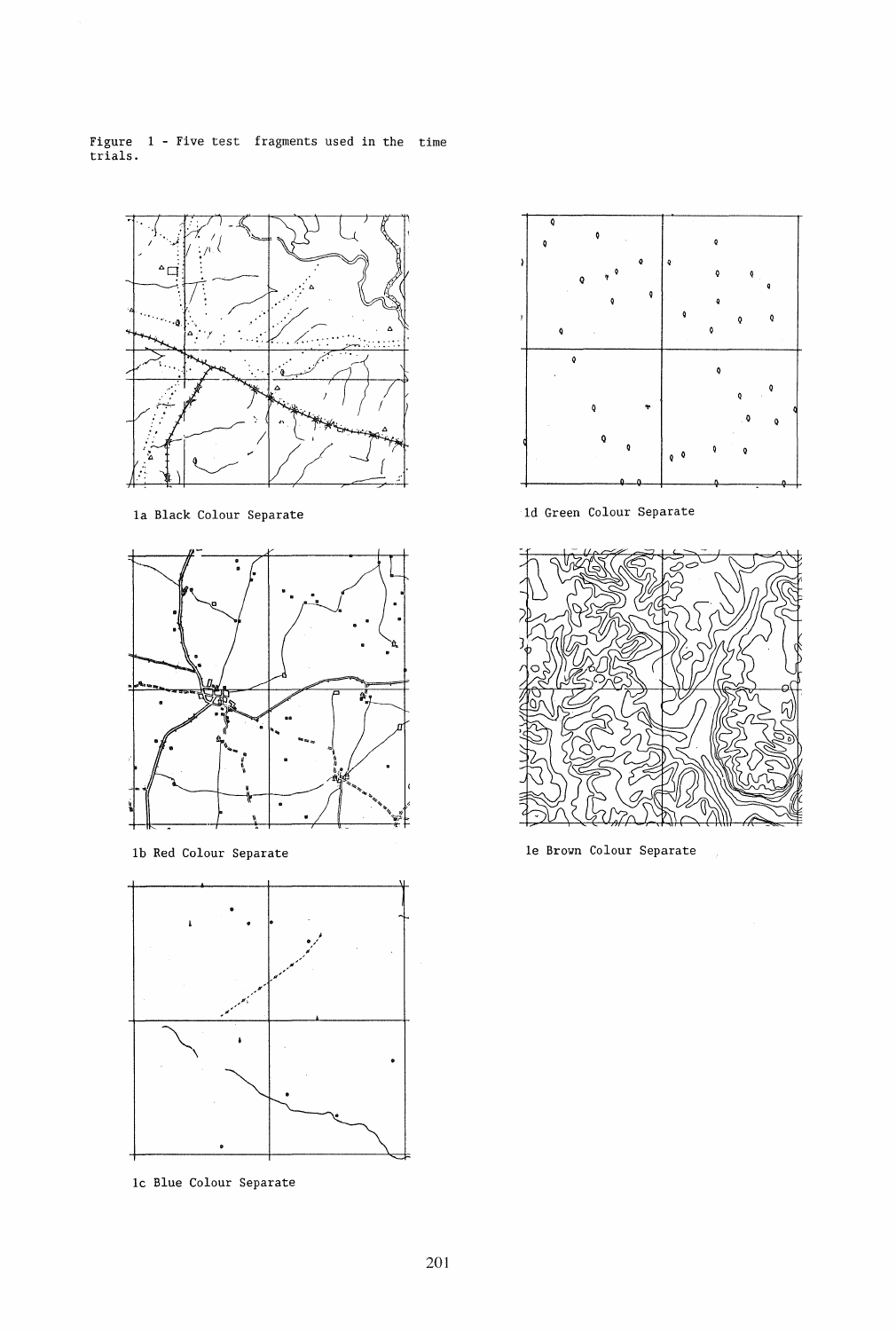Figure 1 - Five test fragments used in the time trials.

1a Black Colour Separate

1b Red Colour Separate

1c Blue Colour Separate

1d Green Colour Separate

1e Brown Colour Separate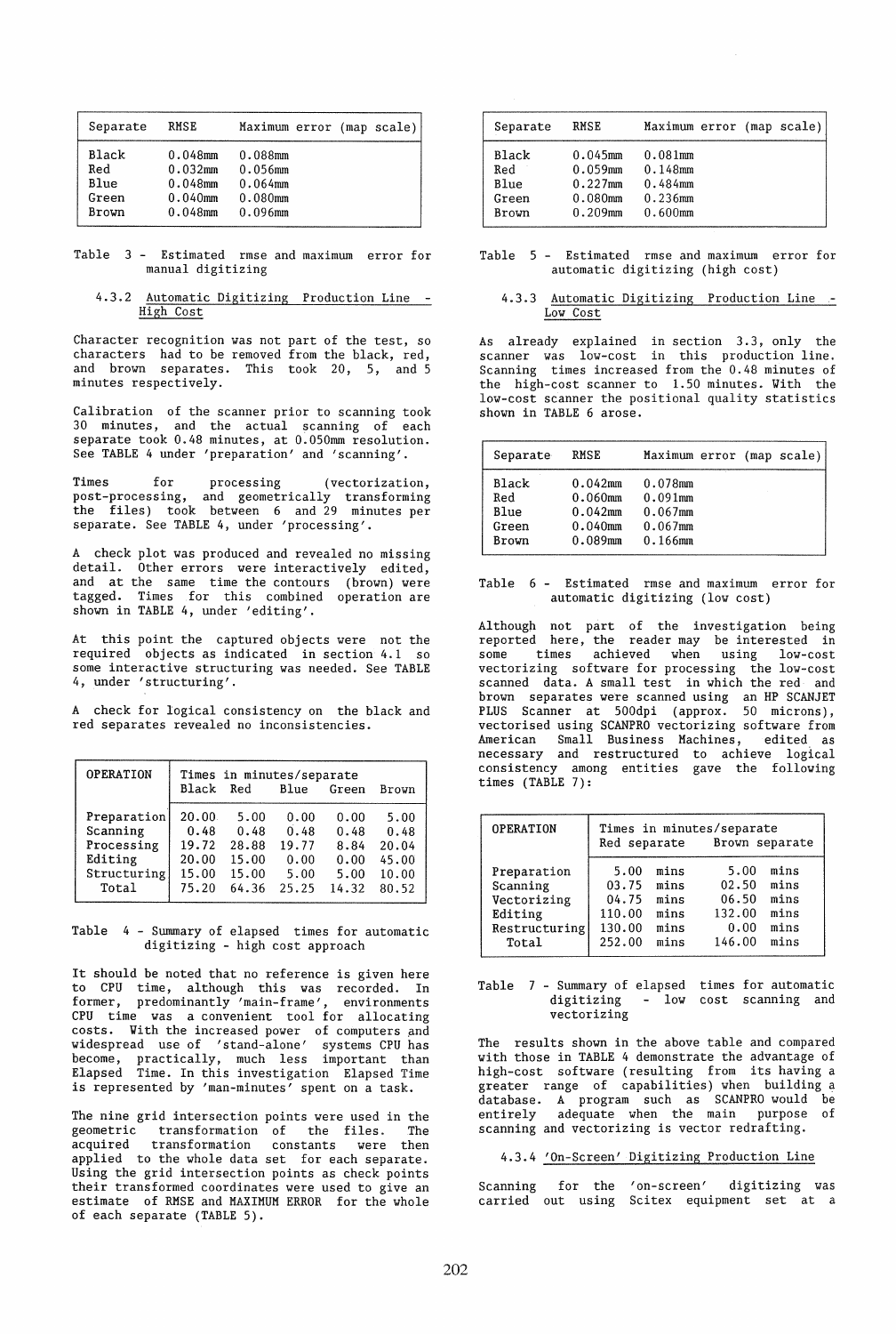| Separate | RMSE | Maximum error (map scale) |
|---|---|---|
| Black | 0.048mm | 0.088mm |
| Red | 0.032mm | 0.056mm |
| Blue | 0.048mm | 0.064mm |
| Green | 0.040mm | 0.080mm |
| Brown | 0.048mm | 0.096mm |

Table 3 - Estimated rmse and maximum error for manual digitizing

#### 4.3.2 Automatic Digitizing Production Line - High Cost

Character recognition was not part of the test, so characters had to be removed from the black, red, and brown separates. This took 20, 5, and 5 minutes respectively.

Calibration of the scanner prior to scanning took 30 minutes, and the actual scanning of each separate took 0.48 minutes, at 0.050mm resolution. See TABLE 4 under 'preparation' and 'scanning'.

Times for processing (vectorization, post-processing, and geometrically transforming the files) took between 6 and 29 minutes per separate. See TABLE 4, under 'processing'.

A check plot was produced and revealed no missing detail. Other errors were interactively edited, and at the same time the contours (brown) were tagged. Times for this combined operation are shown in TABLE 4, under 'editing'.

At this point the captured objects were not the required objects as indicated in section 4.1 so some interactive structuring was needed. See TABLE 4, under 'structuring'.

A check for logical consistency on the black and red separates revealed no inconsistencies.

| OPERATION | Times in minutes/separate | | | | |
|---|---|---|---|---|---|
| | Black | Red | Blue | Green | Brown |
| Preparation | 20.00 | 5.00 | 0.00 | 0.00 | 5.00 |
| Scanning | 0.48 | 0.48 | 0.48 | 0.48 | 0.48 |
| Processing | 19.72 | 28.88 | 19.77 | 8.84 | 20.04 |
| Editing | 20.00 | 15.00 | 0.00 | 0.00 | 45.00 |
| Structuring | 15.00 | 15.00 | 5.00 | 5.00 | 10.00 |
| Total | 75.20 | 64.36 | 25.25 | 14.32 | 80.52 |

Table 4 - Summary of elapsed times for automatic digitizing - high cost approach

It should be noted that no reference is given here to CPU time, although this was recorded. In former, predominantly 'main-frame', environments CPU time was a convenient tool for allocating costs. With the increased power of computers and widespread use of 'stand-alone' systems CPU has become, practically, much less important than Elapsed Time. In this investigation Elapsed Time is represented by 'man-minutes' spent on a task.

The nine grid intersection points were used in the geometric transformation of the files. The acquired transformation constants were then applied to the whole data set for each separate. Using the grid intersection points as check points their transformed coordinates were used to give an estimate of RMSE and MAXIMUM ERROR for the whole of each separate (TABLE 5).

| Separate | RMSE | Maximum error (map scale) |
|---|---|---|
| Black | 0.045mm | 0.081mm |
| Red | 0.059mm | 0.148mm |
| Blue | 0.227mm | 0.484mm |
| Green | 0.080mm | 0.236mm |
| Brown | 0.209mm | 0.600mm |

Table 5 - Estimated rmse and maximum error for automatic digitizing (high cost)

#### 4.3.3 Automatic Digitizing Production Line - Low Cost

As already explained in section 3.3, only the scanner was low-cost in this production line. Scanning times increased from the 0.48 minutes of the high-cost scanner to 1.50 minutes. With the low-cost scanner the positional quality statistics shown in TABLE 6 arose.

| Separate | RMSE | Maximum error (map scale) |
|---|---|---|
| Black | 0.042mm | 0.078mm |
| Red | 0.060mm | 0.091mm |
| Blue | 0.042mm | 0.067mm |
| Green | 0.040mm | 0.067mm |
| Brown | 0.089mm | 0.166mm |

Table 6 - Estimated rmse and maximum error for automatic digitizing (low cost)

Although not part of the investigation being reported here, the reader may be interested in some times achieved when using low-cost vectorizing software for processing the low-cost scanned data. A small test in which the red and brown separates were scanned using an HP SCANJET PLUS Scanner at 500dpi (approx. 50 microns), vectorised using SCANPRO vectorizing software from American Small Business Machines, edited as necessary and restructured to achieve logical consistency among entities gave the following times (TABLE 7):

| OPERATION | Times in minutes/separate | |
|---|---|---|
| | Red separate | Brown separate |
| Preparation | 5.00 mins | 5.00 mins |
| Scanning | 03.75 mins | 02.50 mins |
| Vectorizing | 04.75 mins | 06.50 mins |
| Editing | 110.00 mins | 132.00 mins |
| Restructuring | 130.00 mins | 0.00 mins |
| Total | 252.00 mins | 146.00 mins |

Table 7 - Summary of elapsed times for automatic digitizing - low cost scanning and vectorizing

The results shown in the above table and compared with those in TABLE 4 demonstrate the advantage of high-cost software (resulting from its having a greater range of capabilities) when building a database. A program such as SCANPRO would be entirely adequate when the main purpose of scanning and vectorizing is vector redrafting.

#### 4.3.4 'On-Screen' Digitizing Production Line

Scanning for the 'on-screen' digitizing was carried out using Scitex equipment set at a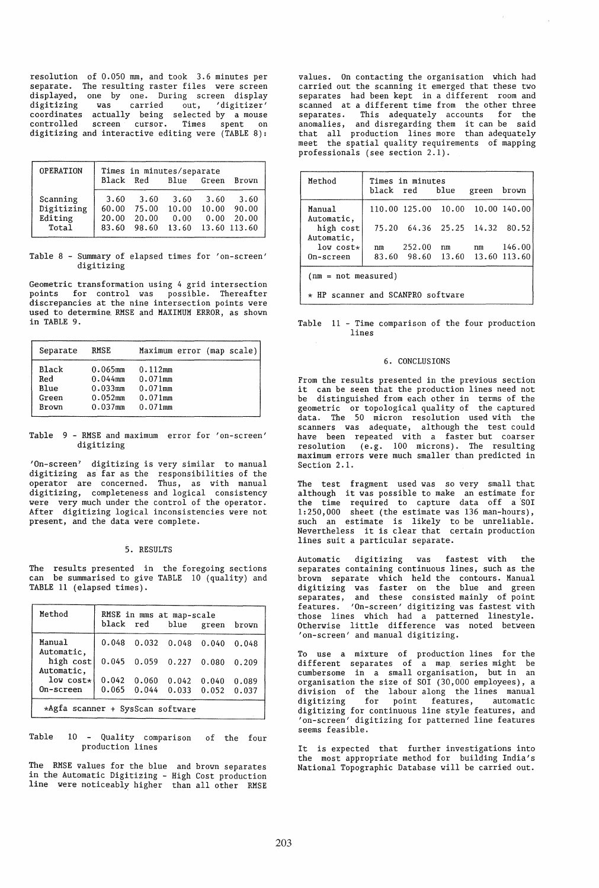resolution of 0.050 mm, and took 3.6 minutes per separate. The resulting raster files were screen displayed, one by one. During screen display digitizing was carried out, 'digitizer' coordinates actually being selected by a mouse controlled screen cursor. Times spent on digitizing and interactive editing were (TABLE 8):

| OPERATION | Times in minutes/separate | | | | |
|---|---|---|---|---|---|
| | Black | Red | Blue | Green | Brown |
| Scanning | 3.60 | 3.60 | 3.60 | 3.60 | 3.60 |
| Digitizing | 60.00 | 75.00 | 10.00 | 10.00 | 90.00 |
| Editing | 20.00 | 20.00 | 0.00 | 0.00 | 20.00 |
| Total | 83.60 | 98.60 | 13.60 | 13.60 | 113.60 |

Table 8 - Summary of elapsed times for 'on-screen' digitizing

Geometric transformation using 4 grid intersection points for control was possible. Thereafter discrepancies at the nine intersection points were used to determine RMSE and MAXIMUM ERROR, as shown in TABLE 9.

| Separate | RMSE | Maximum error (map scale) |
|---|---|---|
| Black | 0.065mm | 0.112mm |
| Red | 0.044mm | 0.071mm |
| Blue | 0.033mm | 0.071mm |
| Green | 0.052mm | 0.071mm |
| Brown | 0.037mm | 0.071mm |

Table 9 - RMSE and maximum error for 'on-screen' digitizing

'On-screen' digitizing is very similar to manual digitizing as far as the responsibilities of the operator are concerned. Thus, as with manual digitizing, completeness and logical consistency were very much under the control of the operator. After digitizing logical inconsistencies were not present, and the data were complete.

## 5. RESULTS

The results presented in the foregoing sections can be summarised to give TABLE 10 (quality) and TABLE 11 (elapsed times).

| Method | RMSE in mms at map-scale | | | | |
|---|---|---|---|---|---|
| | black | red | blue | green | brown |
| Manual | 0.048 | 0.032 | 0.048 | 0.040 | 0.048 |
| Automatic, high cost | 0.045 | 0.059 | 0.227 | 0.080 | 0.209 |
| Automatic, low cost* | 0.042 | 0.060 | 0.042 | 0.040 | 0.089 |
| On-screen | 0.065 | 0.044 | 0.033 | 0.052 | 0.037 |

*Agfa scanner + SysScan software

Table 10 - Quality comparison of the four production lines

The RMSE values for the blue and brown separates in the Automatic Digitizing - High Cost production line were noticeably higher than all other RMSE values. On contacting the organisation which had carried out the scanning it emerged that these two separates had been kept in a different room and scanned at a different time from the other three separates. This adequately accounts for the anomalies, and disregarding them it can be said that all production lines more than adequately meet the spatial quality requirements of mapping professionals (see section 2.1).

| Method | Times in minutes | | | | |
|---|---|---|---|---|---|
| | black | red | blue | green | brown |
| Manual | 110.00 | 125.00 | 10.00 | 10.00 | 140.00 |
| Automatic, high cost | 75.20 | 64.36 | 25.25 | 14.32 | 80.52 |
| Automatic, low cost* | nm | 252.00 | nm | nm | 146.00 |
| On-screen | 83.60 | 98.60 | 13.60 | 13.60 | 113.60 |

(nm = not measured)

* HP scanner and SCANPRO software

Table 11 - Time comparison of the four production lines

## 6. CONCLUSIONS

From the results presented in the previous section it can be seen that the production lines need not be distinguished from each other in terms of the geometric or topological quality of the captured data. The 50 micron resolution used with the scanners was adequate, although the test could have been repeated with a faster but coarser resolution (e.g. 100 microns). The resulting maximum errors were much smaller than predicted in Section 2.1.

The test fragment used was so very small that although it was possible to make an estimate for the time required to capture data off a SOI 1:250,000 sheet (the estimate was 136 man-hours), such an estimate is likely to be unreliable. Nevertheless it is clear that certain production lines suit a particular separate.

Automatic digitizing was fastest with the separates containing continuous lines, such as the brown separate which held the contours. Manual digitizing was faster on the blue and green separates, and these consisted mainly of point features. 'On-screen' digitizing was fastest with those lines which had a patterned linestyle. Otherwise little difference was noted between 'on-screen' and manual digitizing.

To use a mixture of production lines for the different separates of a map series might be cumbersome in a small organisation, but in an organisation the size of SOI (30,000 employees), a division of the labour along the lines manual digitizing for point features, automatic digitizing for continuous line style features, and 'on-screen' digitizing for patterned line features seems feasible.

It is expected that further investigations into the most appropriate method for building India's National Topographic Database will be carried out.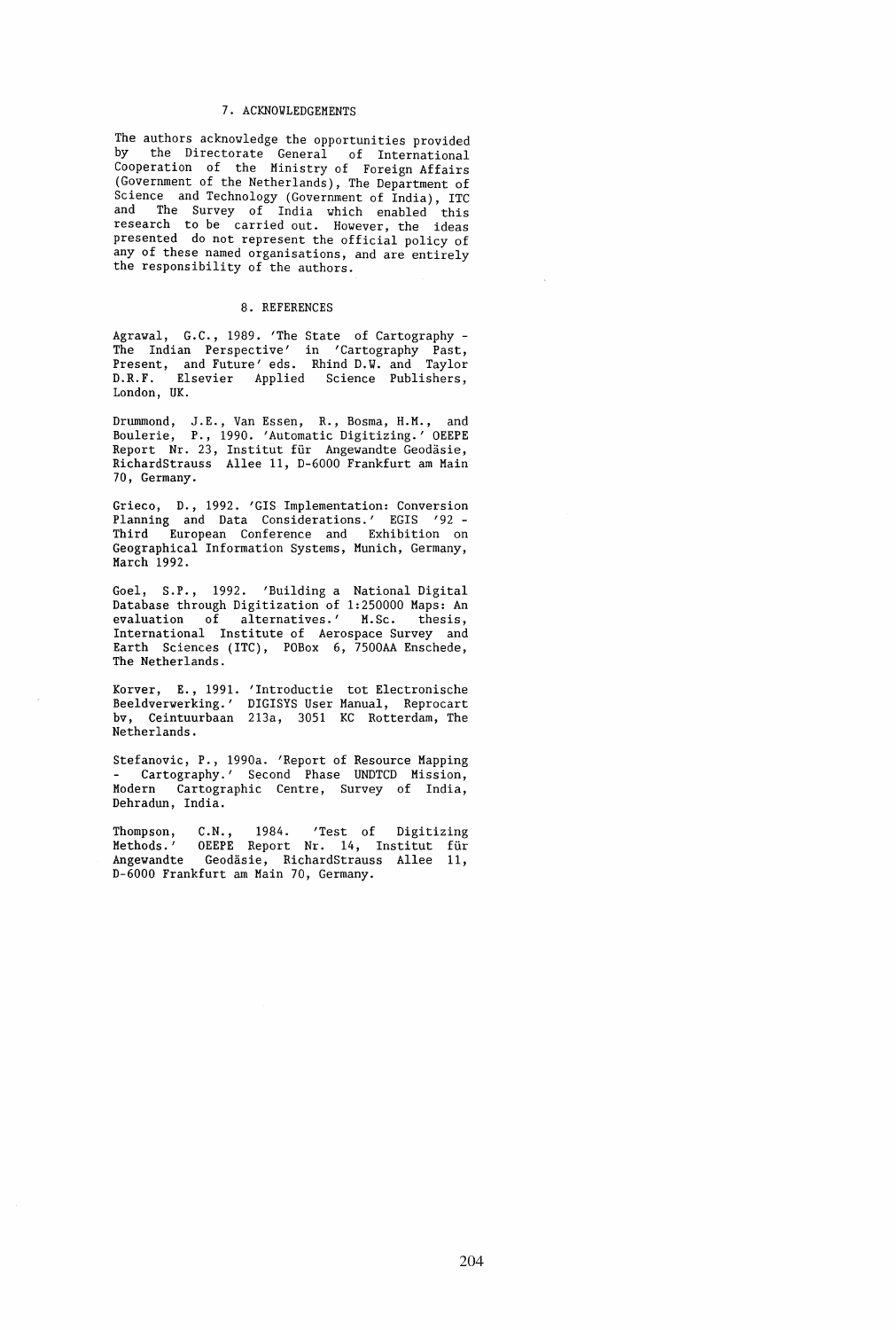## 7. ACKNOWLEDGEMENTS

The authors acknowledge the opportunities provided by the Directorate General of International Cooperation of the Ministry of Foreign Affairs (Government of the Netherlands), The Department of Science and Technology (Government of India), ITC and The Survey of India which enabled this research to be carried out. However, the ideas presented do not represent the official policy of any of these named organisations, and are entirely the responsibility of the authors.

## 8. REFERENCES

Agrawal, G.C., 1989. 'The State of Cartography - The Indian Perspective' in 'Cartography Past, Present, and Future' eds. Rhind D.W. and Taylor D.R.F. Elsevier Applied Science Publishers, London, UK.

Drummond, J.E., Van Essen, R., Bosma, H.M., and Boulerie, P., 1990. 'Automatic Digitizing.' OEEPE Report Nr. 23, Institut für Angewandte Geodäsie, RichardStrauss Allee 11, D-6000 Frankfurt am Main 70, Germany.

Grieco, D., 1992. 'GIS Implementation: Conversion Planning and Data Considerations.' EGIS '92 - Third European Conference and Exhibition on Geographical Information Systems, Munich, Germany, March 1992.

Goel, S.P., 1992. 'Building a National Digital Database through Digitization of 1:250000 Maps: An evaluation of alternatives.' M.Sc. thesis, International Institute of Aerospace Survey and Earth Sciences (ITC), POBox 6, 7500AA Enschede, The Netherlands.

Korver, E., 1991. 'Introductie tot Electronische Beeldverwerking.' DIGISYS User Manual, Reprocart bv, Ceintuurbaan 213a, 3051 KC Rotterdam, The Netherlands.

Stefanovic, P., 1990a. 'Report of Resource Mapping - Cartography.' Second Phase UNDTCD Mission, Modern Cartographic Centre, Survey of India, Dehradun, India.

Thompson, C.N., 1984. 'Test of Digitizing Methods.' OEEPE Report Nr. 14, Institut für Angewandte Geodäsie, RichardStrauss Allee 11, D-6000 Frankfurt am Main 70, Germany.